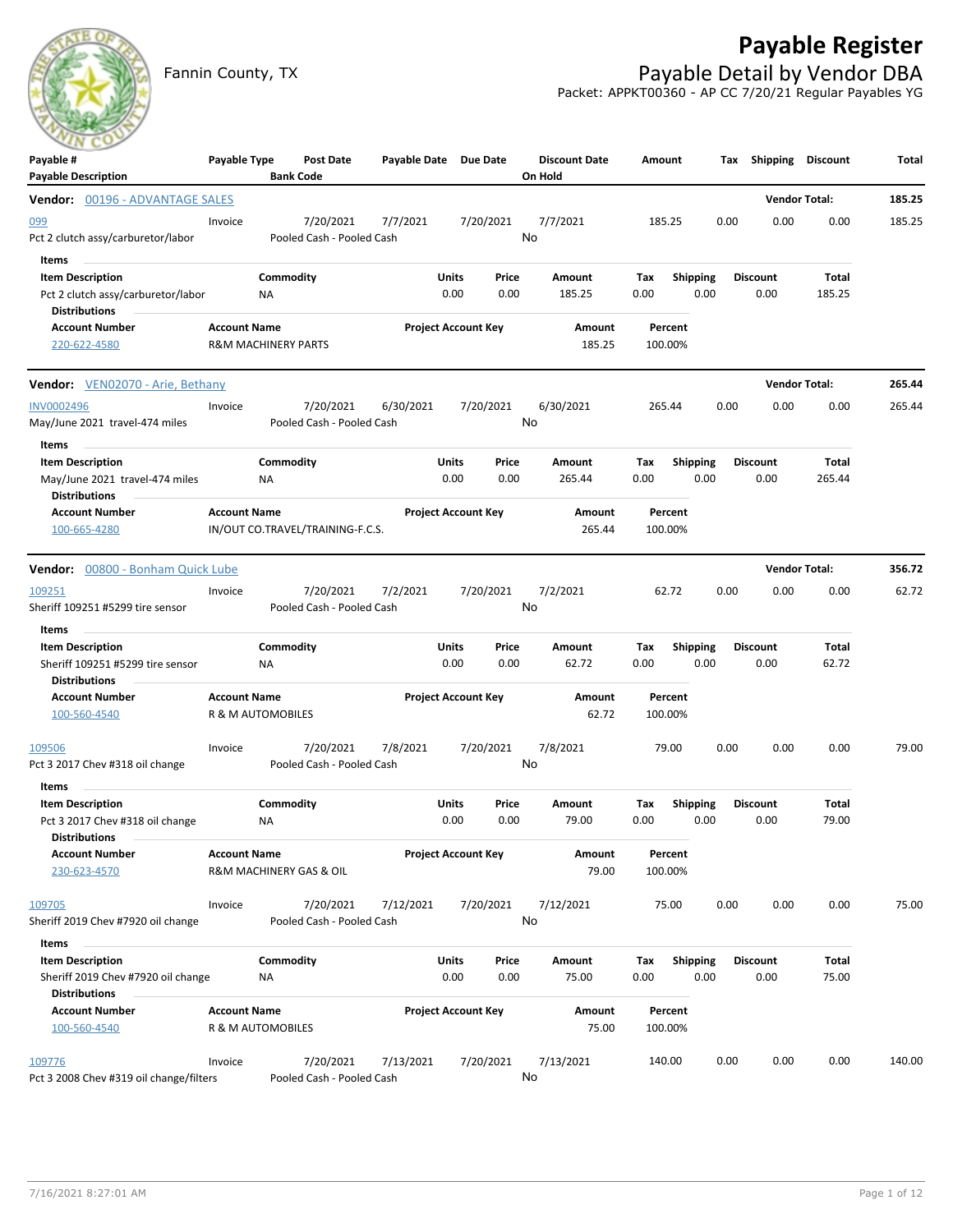# Payable Register

Fannin County, TX

## Payable Detail by Vendor DBA

Packet: APPKT00360 - AP CC 7/20/21 Regular Payables YG

| Payable # / Payable Description | Payable Type | Post Date / Bank Code | Payable Date | Due Date | Discount Date / On Hold | Amount | Tax | Shipping | Discount | Total |
|---|---|---|---|---|---|---|---|---|---|---|

**Vendor: 00196 - ADVANTAGE SALES** — Vendor Total: 185.25

| Payable # | Payable Type | Post Date | Payable Date | Due Date | Discount Date | Amount | Tax | Shipping | Discount | Total |
|---|---|---|---|---|---|---|---|---|---|---|
| 099 | Invoice | 7/20/2021 | 7/7/2021 | 7/20/2021 | 7/7/2021 | 185.25 | 0.00 | 0.00 | 0.00 | 185.25 |
| Pct 2 clutch assy/carburetor/labor | | Pooled Cash - Pooled Cash | | | No | | | | | |

Items

| Item Description | Commodity | Units | Price | Amount | Tax | Shipping | Discount | Total |
|---|---|---|---|---|---|---|---|---|
| Pct 2 clutch assy/carburetor/labor | NA | 0.00 | 0.00 | 185.25 | 0.00 | 0.00 | 0.00 | 185.25 |

Distributions

| Account Number | Account Name | Project Account Key | Amount | Percent |
|---|---|---|---|---|
| 220-622-4580 | R&M MACHINERY PARTS | | 185.25 | 100.00% |

**Vendor: VEN02070 - Arie, Bethany** — Vendor Total: 265.44

| Payable # | Payable Type | Post Date | Payable Date | Due Date | Discount Date | Amount | Tax | Shipping | Discount | Total |
|---|---|---|---|---|---|---|---|---|---|---|
| INV0002496 | Invoice | 7/20/2021 | 6/30/2021 | 7/20/2021 | 6/30/2021 | 265.44 | 0.00 | 0.00 | 0.00 | 265.44 |
| May/June 2021 travel-474 miles | | Pooled Cash - Pooled Cash | | | No | | | | | |

Items

| Item Description | Commodity | Units | Price | Amount | Tax | Shipping | Discount | Total |
|---|---|---|---|---|---|---|---|---|
| May/June 2021 travel-474 miles | NA | 0.00 | 0.00 | 265.44 | 0.00 | 0.00 | 0.00 | 265.44 |

Distributions

| Account Number | Account Name | Project Account Key | Amount | Percent |
|---|---|---|---|---|
| 100-665-4280 | IN/OUT CO.TRAVEL/TRAINING-F.C.S. | | 265.44 | 100.00% |

**Vendor: 00800 - Bonham Quick Lube** — Vendor Total: 356.72

| Payable # | Payable Type | Post Date | Payable Date | Due Date | Discount Date | Amount | Tax | Shipping | Discount | Total |
|---|---|---|---|---|---|---|---|---|---|---|
| 109251 | Invoice | 7/20/2021 | 7/2/2021 | 7/20/2021 | 7/2/2021 | 62.72 | 0.00 | 0.00 | 0.00 | 62.72 |
| Sheriff 109251 #5299 tire sensor | | Pooled Cash - Pooled Cash | | | No | | | | | |

Items

| Item Description | Commodity | Units | Price | Amount | Tax | Shipping | Discount | Total |
|---|---|---|---|---|---|---|---|---|
| Sheriff 109251 #5299 tire sensor | NA | 0.00 | 0.00 | 62.72 | 0.00 | 0.00 | 0.00 | 62.72 |

Distributions

| Account Number | Account Name | Project Account Key | Amount | Percent |
|---|---|---|---|---|
| 100-560-4540 | R & M AUTOMOBILES | | 62.72 | 100.00% |

| Payable # | Payable Type | Post Date | Payable Date | Due Date | Discount Date | Amount | Tax | Shipping | Discount | Total |
|---|---|---|---|---|---|---|---|---|---|---|
| 109506 | Invoice | 7/20/2021 | 7/8/2021 | 7/20/2021 | 7/8/2021 | 79.00 | 0.00 | 0.00 | 0.00 | 79.00 |
| Pct 3 2017 Chev #318 oil change | | Pooled Cash - Pooled Cash | | | No | | | | | |

Items

| Item Description | Commodity | Units | Price | Amount | Tax | Shipping | Discount | Total |
|---|---|---|---|---|---|---|---|---|
| Pct 3 2017 Chev #318 oil change | NA | 0.00 | 0.00 | 79.00 | 0.00 | 0.00 | 0.00 | 79.00 |

Distributions

| Account Number | Account Name | Project Account Key | Amount | Percent |
|---|---|---|---|---|
| 230-623-4570 | R&M MACHINERY GAS & OIL | | 79.00 | 100.00% |

| Payable # | Payable Type | Post Date | Payable Date | Due Date | Discount Date | Amount | Tax | Shipping | Discount | Total |
|---|---|---|---|---|---|---|---|---|---|---|
| 109705 | Invoice | 7/20/2021 | 7/12/2021 | 7/20/2021 | 7/12/2021 | 75.00 | 0.00 | 0.00 | 0.00 | 75.00 |
| Sheriff 2019 Chev #7920 oil change | | Pooled Cash - Pooled Cash | | | No | | | | | |

Items

| Item Description | Commodity | Units | Price | Amount | Tax | Shipping | Discount | Total |
|---|---|---|---|---|---|---|---|---|
| Sheriff 2019 Chev #7920 oil change | NA | 0.00 | 0.00 | 75.00 | 0.00 | 0.00 | 0.00 | 75.00 |

Distributions

| Account Number | Account Name | Project Account Key | Amount | Percent |
|---|---|---|---|---|
| 100-560-4540 | R & M AUTOMOBILES | | 75.00 | 100.00% |

| Payable # | Payable Type | Post Date | Payable Date | Due Date | Discount Date | Amount | Tax | Shipping | Discount | Total |
|---|---|---|---|---|---|---|---|---|---|---|
| 109776 | Invoice | 7/20/2021 | 7/13/2021 | 7/20/2021 | 7/13/2021 | 140.00 | 0.00 | 0.00 | 0.00 | 140.00 |
| Pct 3 2008 Chev #319 oil change/filters | | Pooled Cash - Pooled Cash | | | No | | | | | |

7/16/2021 8:27:01 AM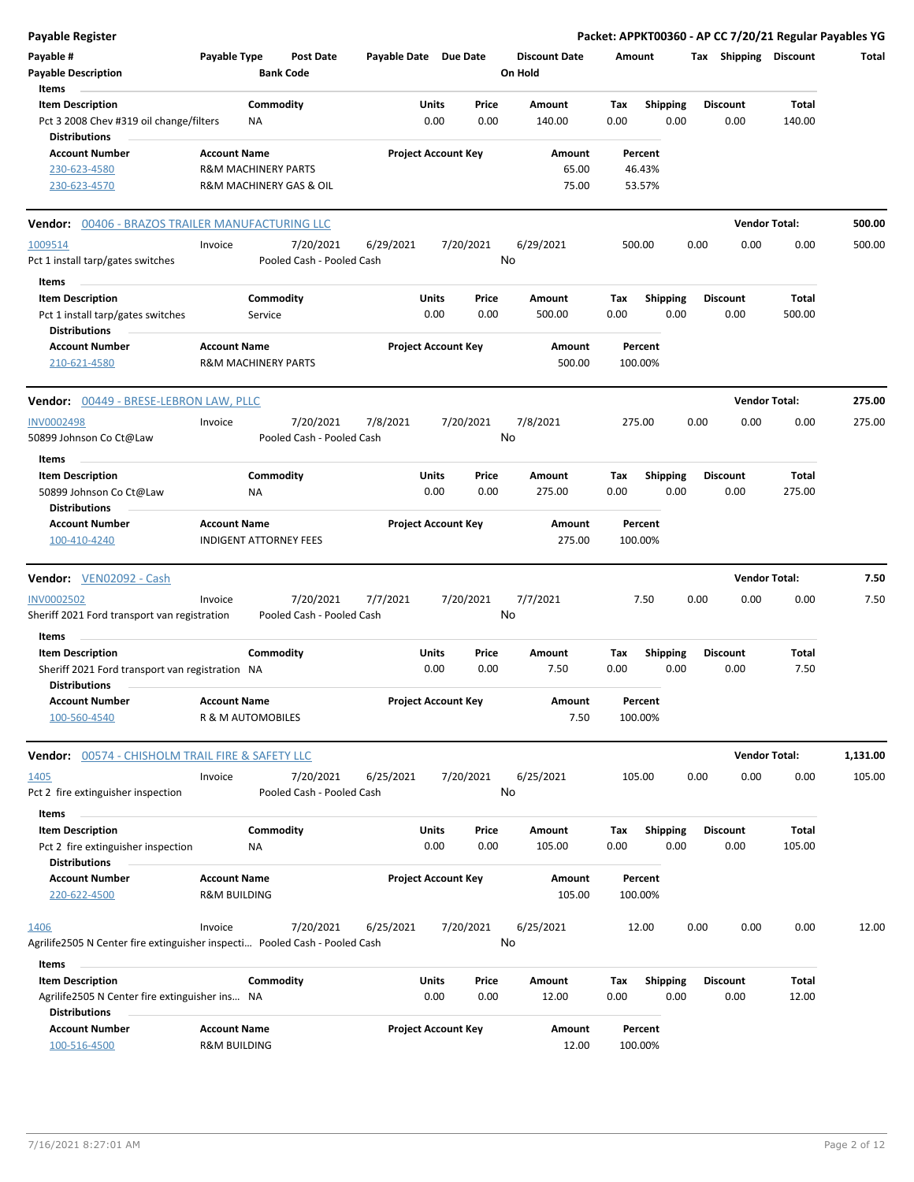**Payable Register** — **Packet: APPKT00360 - AP CC 7/20/21 Regular Payables YG**

| Payable # | Payable Type | Post Date | Payable Date | Due Date | Discount Date | Amount | Tax | Shipping | Discount | Total |
|---|---|---|---|---|---|---|---|---|---|---|
| Payable Description | | Bank Code | | | On Hold | | | | | |

Items

| Item Description | Commodity | Units | Price | Amount | Tax | Shipping | Discount | Total |
|---|---|---|---|---|---|---|---|---|
| Pct 3 2008 Chev #319 oil change/filters | NA | 0.00 | 0.00 | 140.00 | 0.00 | 0.00 | 0.00 | 140.00 |

Distributions

| Account Number | Account Name | Project Account Key | Amount | Percent |
|---|---|---|---|---|
| 230-623-4580 | R&M MACHINERY PARTS | | 65.00 | 46.43% |
| 230-623-4570 | R&M MACHINERY GAS & OIL | | 75.00 | 53.57% |

**Vendor: 00406 - BRAZOS TRAILER MANUFACTURING LLC** — **Vendor Total: 500.00**

| Payable # | Payable Type | Post Date | Payable Date | Due Date | Discount Date | Amount | Tax | Shipping | Discount | Total |
|---|---|---|---|---|---|---|---|---|---|---|
| 1009514 | Invoice | 7/20/2021 | 6/29/2021 | 7/20/2021 | 6/29/2021 | 500.00 | 0.00 | 0.00 | 0.00 | 500.00 |
| Pct 1 install tarp/gates switches | | Pooled Cash - Pooled Cash | | | No | | | | | |

Items

| Item Description | Commodity | Units | Price | Amount | Tax | Shipping | Discount | Total |
|---|---|---|---|---|---|---|---|---|
| Pct 1 install tarp/gates switches | Service | 0.00 | 0.00 | 500.00 | 0.00 | 0.00 | 0.00 | 500.00 |

Distributions

| Account Number | Account Name | Project Account Key | Amount | Percent |
|---|---|---|---|---|
| 210-621-4580 | R&M MACHINERY PARTS | | 500.00 | 100.00% |

**Vendor: 00449 - BRESE-LEBRON LAW, PLLC** — **Vendor Total: 275.00**

| Payable # | Payable Type | Post Date | Payable Date | Due Date | Discount Date | Amount | Tax | Shipping | Discount | Total |
|---|---|---|---|---|---|---|---|---|---|---|
| INV0002498 | Invoice | 7/20/2021 | 7/8/2021 | 7/20/2021 | 7/8/2021 | 275.00 | 0.00 | 0.00 | 0.00 | 275.00 |
| 50899 Johnson Co Ct@Law | | Pooled Cash - Pooled Cash | | | No | | | | | |

Items

| Item Description | Commodity | Units | Price | Amount | Tax | Shipping | Discount | Total |
|---|---|---|---|---|---|---|---|---|
| 50899 Johnson Co Ct@Law | NA | 0.00 | 0.00 | 275.00 | 0.00 | 0.00 | 0.00 | 275.00 |

Distributions

| Account Number | Account Name | Project Account Key | Amount | Percent |
|---|---|---|---|---|
| 100-410-4240 | INDIGENT ATTORNEY FEES | | 275.00 | 100.00% |

**Vendor: VEN02092 - Cash** — **Vendor Total: 7.50**

| Payable # | Payable Type | Post Date | Payable Date | Due Date | Discount Date | Amount | Tax | Shipping | Discount | Total |
|---|---|---|---|---|---|---|---|---|---|---|
| INV0002502 | Invoice | 7/20/2021 | 7/7/2021 | 7/20/2021 | 7/7/2021 | 7.50 | 0.00 | 0.00 | 0.00 | 7.50 |
| Sheriff 2021 Ford transport van registration | | Pooled Cash - Pooled Cash | | | No | | | | | |

Items

| Item Description | Commodity | Units | Price | Amount | Tax | Shipping | Discount | Total |
|---|---|---|---|---|---|---|---|---|
| Sheriff 2021 Ford transport van registration | NA | 0.00 | 0.00 | 7.50 | 0.00 | 0.00 | 0.00 | 7.50 |

Distributions

| Account Number | Account Name | Project Account Key | Amount | Percent |
|---|---|---|---|---|
| 100-560-4540 | R & M AUTOMOBILES | | 7.50 | 100.00% |

**Vendor: 00574 - CHISHOLM TRAIL FIRE & SAFETY LLC** — **Vendor Total: 1,131.00**

| Payable # | Payable Type | Post Date | Payable Date | Due Date | Discount Date | Amount | Tax | Shipping | Discount | Total |
|---|---|---|---|---|---|---|---|---|---|---|
| 1405 | Invoice | 7/20/2021 | 6/25/2021 | 7/20/2021 | 6/25/2021 | 105.00 | 0.00 | 0.00 | 0.00 | 105.00 |
| Pct 2 fire extinguisher inspection | | Pooled Cash - Pooled Cash | | | No | | | | | |

Items

| Item Description | Commodity | Units | Price | Amount | Tax | Shipping | Discount | Total |
|---|---|---|---|---|---|---|---|---|
| Pct 2 fire extinguisher inspection | NA | 0.00 | 0.00 | 105.00 | 0.00 | 0.00 | 0.00 | 105.00 |

Distributions

| Account Number | Account Name | Project Account Key | Amount | Percent |
|---|---|---|---|---|
| 220-622-4500 | R&M BUILDING | | 105.00 | 100.00% |

| Payable # | Payable Type | Post Date | Payable Date | Due Date | Discount Date | Amount | Tax | Shipping | Discount | Total |
|---|---|---|---|---|---|---|---|---|---|---|
| 1406 | Invoice | 7/20/2021 | 6/25/2021 | 7/20/2021 | 6/25/2021 | 12.00 | 0.00 | 0.00 | 0.00 | 12.00 |
| Agrilife2505 N Center fire extinguisher inspecti… | | Pooled Cash - Pooled Cash | | | No | | | | | |

Items

| Item Description | Commodity | Units | Price | Amount | Tax | Shipping | Discount | Total |
|---|---|---|---|---|---|---|---|---|
| Agrilife2505 N Center fire extinguisher ins… | NA | 0.00 | 0.00 | 12.00 | 0.00 | 0.00 | 0.00 | 12.00 |

Distributions

| Account Number | Account Name | Project Account Key | Amount | Percent |
|---|---|---|---|---|
| 100-516-4500 | R&M BUILDING | | 12.00 | 100.00% |

7/16/2021 8:27:01 AM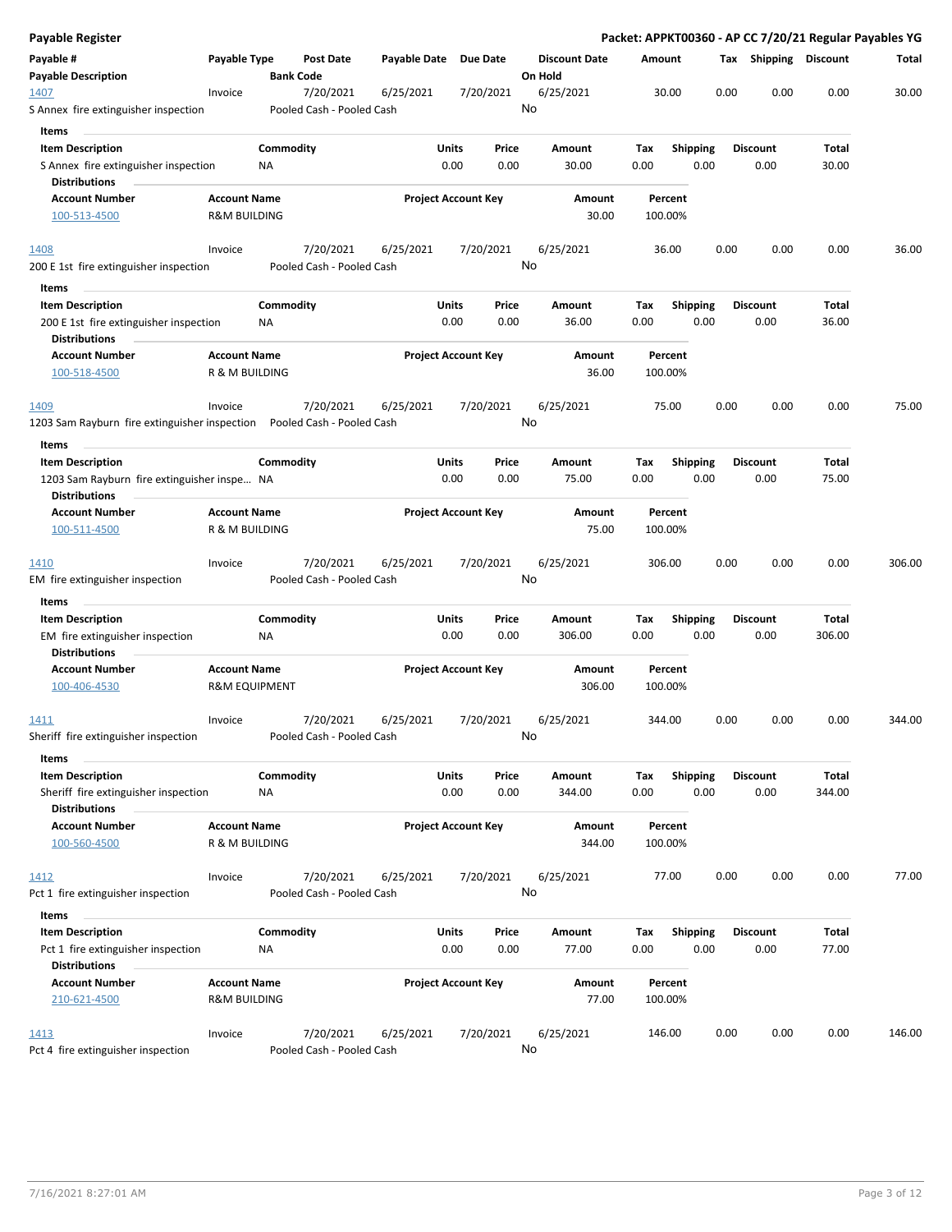# Payable Register

**Packet: APPKT00360 - AP CC 7/20/21 Regular Payables YG**

| Payable # | Payable Type | Post Date | Payable Date | Due Date | Discount Date | Amount | Tax | Shipping | Discount | Total |
|---|---|---|---|---|---|---|---|---|---|---|
| **Payable Description** | | **Bank Code** | | | **On Hold** | | | | | |
| 1407 | Invoice | 7/20/2021 | 6/25/2021 | 7/20/2021 | 6/25/2021 | 30.00 | 0.00 | 0.00 | 0.00 | 30.00 |
| S Annex fire extinguisher inspection | | Pooled Cash - Pooled Cash | | | No | | | | | |

**Items**

| Item Description | Commodity | Units | Price | Amount | Tax | Shipping | Discount | Total |
|---|---|---|---|---|---|---|---|---|
| S Annex fire extinguisher inspection | NA | 0.00 | 0.00 | 30.00 | 0.00 | 0.00 | 0.00 | 30.00 |

**Distributions**

| Account Number | Account Name | Project Account Key | Amount | Percent |
|---|---|---|---|---|
| 100-513-4500 | R&M BUILDING | | 30.00 | 100.00% |

| Payable # | Payable Type | Post Date | Payable Date | Due Date | Discount Date | Amount | Tax | Shipping | Discount | Total |
|---|---|---|---|---|---|---|---|---|---|---|
| 1408 | Invoice | 7/20/2021 | 6/25/2021 | 7/20/2021 | 6/25/2021 | 36.00 | 0.00 | 0.00 | 0.00 | 36.00 |
| 200 E 1st fire extinguisher inspection | | Pooled Cash - Pooled Cash | | | No | | | | | |

**Items**

| Item Description | Commodity | Units | Price | Amount | Tax | Shipping | Discount | Total |
|---|---|---|---|---|---|---|---|---|
| 200 E 1st fire extinguisher inspection | NA | 0.00 | 0.00 | 36.00 | 0.00 | 0.00 | 0.00 | 36.00 |

**Distributions**

| Account Number | Account Name | Project Account Key | Amount | Percent |
|---|---|---|---|---|
| 100-518-4500 | R & M BUILDING | | 36.00 | 100.00% |

| Payable # | Payable Type | Post Date | Payable Date | Due Date | Discount Date | Amount | Tax | Shipping | Discount | Total |
|---|---|---|---|---|---|---|---|---|---|---|
| 1409 | Invoice | 7/20/2021 | 6/25/2021 | 7/20/2021 | 6/25/2021 | 75.00 | 0.00 | 0.00 | 0.00 | 75.00 |
| 1203 Sam Rayburn fire extinguisher inspection | | Pooled Cash - Pooled Cash | | | No | | | | | |

**Items**

| Item Description | Commodity | Units | Price | Amount | Tax | Shipping | Discount | Total |
|---|---|---|---|---|---|---|---|---|
| 1203 Sam Rayburn fire extinguisher inspe... | NA | 0.00 | 0.00 | 75.00 | 0.00 | 0.00 | 0.00 | 75.00 |

**Distributions**

| Account Number | Account Name | Project Account Key | Amount | Percent |
|---|---|---|---|---|
| 100-511-4500 | R & M BUILDING | | 75.00 | 100.00% |

| Payable # | Payable Type | Post Date | Payable Date | Due Date | Discount Date | Amount | Tax | Shipping | Discount | Total |
|---|---|---|---|---|---|---|---|---|---|---|
| 1410 | Invoice | 7/20/2021 | 6/25/2021 | 7/20/2021 | 6/25/2021 | 306.00 | 0.00 | 0.00 | 0.00 | 306.00 |
| EM fire extinguisher inspection | | Pooled Cash - Pooled Cash | | | No | | | | | |

**Items**

| Item Description | Commodity | Units | Price | Amount | Tax | Shipping | Discount | Total |
|---|---|---|---|---|---|---|---|---|
| EM fire extinguisher inspection | NA | 0.00 | 0.00 | 306.00 | 0.00 | 0.00 | 0.00 | 306.00 |

**Distributions**

| Account Number | Account Name | Project Account Key | Amount | Percent |
|---|---|---|---|---|
| 100-406-4530 | R&M EQUIPMENT | | 306.00 | 100.00% |

| Payable # | Payable Type | Post Date | Payable Date | Due Date | Discount Date | Amount | Tax | Shipping | Discount | Total |
|---|---|---|---|---|---|---|---|---|---|---|
| 1411 | Invoice | 7/20/2021 | 6/25/2021 | 7/20/2021 | 6/25/2021 | 344.00 | 0.00 | 0.00 | 0.00 | 344.00 |
| Sheriff fire extinguisher inspection | | Pooled Cash - Pooled Cash | | | No | | | | | |

**Items**

| Item Description | Commodity | Units | Price | Amount | Tax | Shipping | Discount | Total |
|---|---|---|---|---|---|---|---|---|
| Sheriff fire extinguisher inspection | NA | 0.00 | 0.00 | 344.00 | 0.00 | 0.00 | 0.00 | 344.00 |

**Distributions**

| Account Number | Account Name | Project Account Key | Amount | Percent |
|---|---|---|---|---|
| 100-560-4500 | R & M BUILDING | | 344.00 | 100.00% |

| Payable # | Payable Type | Post Date | Payable Date | Due Date | Discount Date | Amount | Tax | Shipping | Discount | Total |
|---|---|---|---|---|---|---|---|---|---|---|
| 1412 | Invoice | 7/20/2021 | 6/25/2021 | 7/20/2021 | 6/25/2021 | 77.00 | 0.00 | 0.00 | 0.00 | 77.00 |
| Pct 1 fire extinguisher inspection | | Pooled Cash - Pooled Cash | | | No | | | | | |

**Items**

| Item Description | Commodity | Units | Price | Amount | Tax | Shipping | Discount | Total |
|---|---|---|---|---|---|---|---|---|
| Pct 1 fire extinguisher inspection | NA | 0.00 | 0.00 | 77.00 | 0.00 | 0.00 | 0.00 | 77.00 |

**Distributions**

| Account Number | Account Name | Project Account Key | Amount | Percent |
|---|---|---|---|---|
| 210-621-4500 | R&M BUILDING | | 77.00 | 100.00% |

| Payable # | Payable Type | Post Date | Payable Date | Due Date | Discount Date | Amount | Tax | Shipping | Discount | Total |
|---|---|---|---|---|---|---|---|---|---|---|
| 1413 | Invoice | 7/20/2021 | 6/25/2021 | 7/20/2021 | 6/25/2021 | 146.00 | 0.00 | 0.00 | 0.00 | 146.00 |
| Pct 4 fire extinguisher inspection | | Pooled Cash - Pooled Cash | | | No | | | | | |

7/16/2021 8:27:01 AM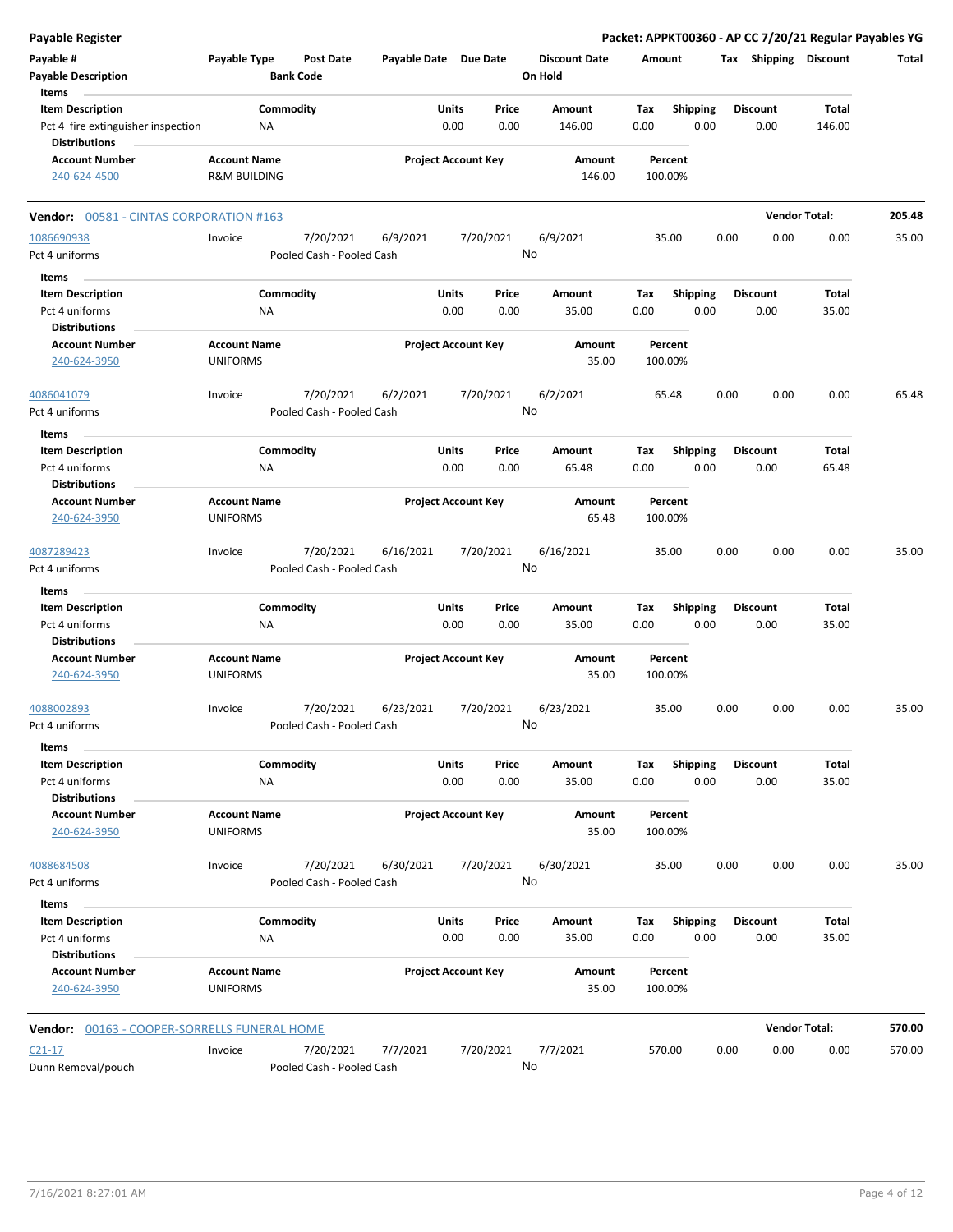**Payable Register** — Packet: APPKT00360 - AP CC 7/20/21 Regular Payables YG

| Payable # | Payable Type | Post Date | Payable Date | Due Date | Discount Date | Amount | Tax | Shipping | Discount | Total |
|---|---|---|---|---|---|---|---|---|---|---|
| Payable Description | | Bank Code | | | On Hold | | | | | |

**Items**

| Item Description | Commodity | Units | Price | Amount | Tax | Shipping | Discount | Total |
|---|---|---|---|---|---|---|---|---|
| Pct 4 fire extinguisher inspection | NA | 0.00 | 0.00 | 146.00 | 0.00 | 0.00 | 0.00 | 146.00 |

**Distributions**

| Account Number | Account Name | Project Account Key | Amount | Percent |
|---|---|---|---|---|
| 240-624-4500 | R&M BUILDING | | 146.00 | 100.00% |

---

**Vendor:** 00581 - CINTAS CORPORATION #163 — **Vendor Total:** 205.48

| Payable # | Payable Type | Post Date | Payable Date | Due Date | Discount Date | Amount | Tax | Shipping | Discount | Total |
|---|---|---|---|---|---|---|---|---|---|---|
| 1086690938 | Invoice | 7/20/2021 | 6/9/2021 | 7/20/2021 | 6/9/2021 | 35.00 | 0.00 | 0.00 | 0.00 | 35.00 |
| Pct 4 uniforms | | Pooled Cash - Pooled Cash | | | No | | | | | |

**Items**

| Item Description | Commodity | Units | Price | Amount | Tax | Shipping | Discount | Total |
|---|---|---|---|---|---|---|---|---|
| Pct 4 uniforms | NA | 0.00 | 0.00 | 35.00 | 0.00 | 0.00 | 0.00 | 35.00 |

**Distributions**

| Account Number | Account Name | Project Account Key | Amount | Percent |
|---|---|---|---|---|
| 240-624-3950 | UNIFORMS | | 35.00 | 100.00% |

| Payable # | Payable Type | Post Date | Payable Date | Due Date | Discount Date | Amount | Tax | Shipping | Discount | Total |
|---|---|---|---|---|---|---|---|---|---|---|
| 4086041079 | Invoice | 7/20/2021 | 6/2/2021 | 7/20/2021 | 6/2/2021 | 65.48 | 0.00 | 0.00 | 0.00 | 65.48 |
| Pct 4 uniforms | | Pooled Cash - Pooled Cash | | | No | | | | | |

**Items**

| Item Description | Commodity | Units | Price | Amount | Tax | Shipping | Discount | Total |
|---|---|---|---|---|---|---|---|---|
| Pct 4 uniforms | NA | 0.00 | 0.00 | 65.48 | 0.00 | 0.00 | 0.00 | 65.48 |

**Distributions**

| Account Number | Account Name | Project Account Key | Amount | Percent |
|---|---|---|---|---|
| 240-624-3950 | UNIFORMS | | 65.48 | 100.00% |

| Payable # | Payable Type | Post Date | Payable Date | Due Date | Discount Date | Amount | Tax | Shipping | Discount | Total |
|---|---|---|---|---|---|---|---|---|---|---|
| 4087289423 | Invoice | 7/20/2021 | 6/16/2021 | 7/20/2021 | 6/16/2021 | 35.00 | 0.00 | 0.00 | 0.00 | 35.00 |
| Pct 4 uniforms | | Pooled Cash - Pooled Cash | | | No | | | | | |

**Items**

| Item Description | Commodity | Units | Price | Amount | Tax | Shipping | Discount | Total |
|---|---|---|---|---|---|---|---|---|
| Pct 4 uniforms | NA | 0.00 | 0.00 | 35.00 | 0.00 | 0.00 | 0.00 | 35.00 |

**Distributions**

| Account Number | Account Name | Project Account Key | Amount | Percent |
|---|---|---|---|---|
| 240-624-3950 | UNIFORMS | | 35.00 | 100.00% |

| Payable # | Payable Type | Post Date | Payable Date | Due Date | Discount Date | Amount | Tax | Shipping | Discount | Total |
|---|---|---|---|---|---|---|---|---|---|---|
| 4088002893 | Invoice | 7/20/2021 | 6/23/2021 | 7/20/2021 | 6/23/2021 | 35.00 | 0.00 | 0.00 | 0.00 | 35.00 |
| Pct 4 uniforms | | Pooled Cash - Pooled Cash | | | No | | | | | |

**Items**

| Item Description | Commodity | Units | Price | Amount | Tax | Shipping | Discount | Total |
|---|---|---|---|---|---|---|---|---|
| Pct 4 uniforms | NA | 0.00 | 0.00 | 35.00 | 0.00 | 0.00 | 0.00 | 35.00 |

**Distributions**

| Account Number | Account Name | Project Account Key | Amount | Percent |
|---|---|---|---|---|
| 240-624-3950 | UNIFORMS | | 35.00 | 100.00% |

| Payable # | Payable Type | Post Date | Payable Date | Due Date | Discount Date | Amount | Tax | Shipping | Discount | Total |
|---|---|---|---|---|---|---|---|---|---|---|
| 4088684508 | Invoice | 7/20/2021 | 6/30/2021 | 7/20/2021 | 6/30/2021 | 35.00 | 0.00 | 0.00 | 0.00 | 35.00 |
| Pct 4 uniforms | | Pooled Cash - Pooled Cash | | | No | | | | | |

**Items**

| Item Description | Commodity | Units | Price | Amount | Tax | Shipping | Discount | Total |
|---|---|---|---|---|---|---|---|---|
| Pct 4 uniforms | NA | 0.00 | 0.00 | 35.00 | 0.00 | 0.00 | 0.00 | 35.00 |

**Distributions**

| Account Number | Account Name | Project Account Key | Amount | Percent |
|---|---|---|---|---|
| 240-624-3950 | UNIFORMS | | 35.00 | 100.00% |

---

**Vendor:** 00163 - COOPER-SORRELLS FUNERAL HOME — **Vendor Total:** 570.00

| Payable # | Payable Type | Post Date | Payable Date | Due Date | Discount Date | Amount | Tax | Shipping | Discount | Total |
|---|---|---|---|---|---|---|---|---|---|---|
| C21-17 | Invoice | 7/20/2021 | 7/7/2021 | 7/20/2021 | 7/7/2021 | 570.00 | 0.00 | 0.00 | 0.00 | 570.00 |
| Dunn Removal/pouch | | Pooled Cash - Pooled Cash | | | No | | | | | |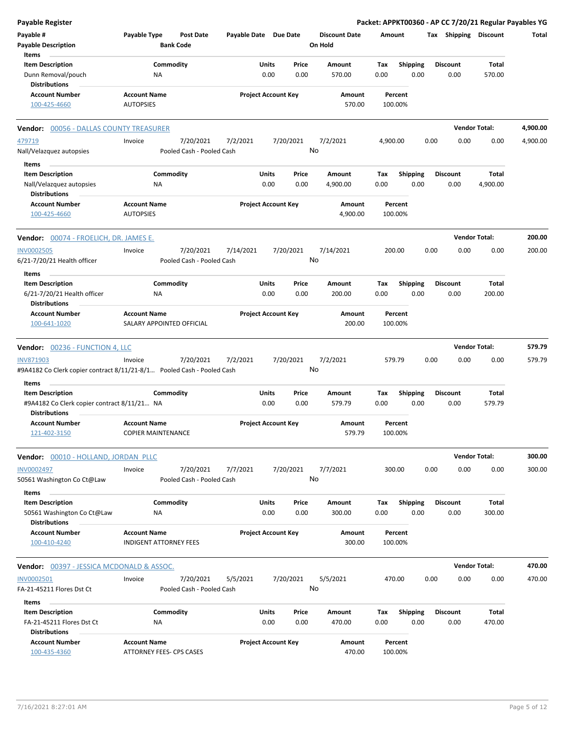| Item Description | Commodity | Units | Price | Amount | Tax | Shipping | Discount | Total |
|---|---|---|---|---|---|---|---|---|
| Dunn Removal/pouch | NA | 0.00 | 0.00 | 570.00 | 0.00 | 0.00 | 0.00 | 570.00 |

**Distributions**

| Account Number | Account Name | Project Account Key | Amount | Percent |
|---|---|---|---|---|
| 100-425-4660 | AUTOPSIES | | 570.00 | 100.00% |

**Vendor: 00056 - DALLAS COUNTY TREASURER** — Vendor Total: 4,900.00

| Payable # | Payable Type | Post Date | Payable Date | Due Date | Discount Date | Amount | Tax | Shipping | Discount | Total |
|---|---|---|---|---|---|---|---|---|---|---|
| 479719 | Invoice | 7/20/2021 | 7/2/2021 | 7/20/2021 | 7/2/2021 | 4,900.00 | 0.00 | 0.00 | 0.00 | 4,900.00 |

Nall/Velazquez autopsies — Bank Code: Pooled Cash - Pooled Cash — On Hold: No

**Items**

| Item Description | Commodity | Units | Price | Amount | Tax | Shipping | Discount | Total |
|---|---|---|---|---|---|---|---|---|
| Nall/Velazquez autopsies | NA | 0.00 | 0.00 | 4,900.00 | 0.00 | 0.00 | 0.00 | 4,900.00 |

**Distributions**

| Account Number | Account Name | Project Account Key | Amount | Percent |
|---|---|---|---|---|
| 100-425-4660 | AUTOPSIES | | 4,900.00 | 100.00% |

**Vendor: 00074 - FROELICH, DR. JAMES E.** — Vendor Total: 200.00

| Payable # | Payable Type | Post Date | Payable Date | Due Date | Discount Date | Amount | Tax | Shipping | Discount | Total |
|---|---|---|---|---|---|---|---|---|---|---|
| INV0002505 | Invoice | 7/20/2021 | 7/14/2021 | 7/20/2021 | 7/14/2021 | 200.00 | 0.00 | 0.00 | 0.00 | 200.00 |

6/21-7/20/21 Health officer — Bank Code: Pooled Cash - Pooled Cash — On Hold: No

**Items**

| Item Description | Commodity | Units | Price | Amount | Tax | Shipping | Discount | Total |
|---|---|---|---|---|---|---|---|---|
| 6/21-7/20/21 Health officer | NA | 0.00 | 0.00 | 200.00 | 0.00 | 0.00 | 0.00 | 200.00 |

**Distributions**

| Account Number | Account Name | Project Account Key | Amount | Percent |
|---|---|---|---|---|
| 100-641-1020 | SALARY APPOINTED OFFICIAL | | 200.00 | 100.00% |

**Vendor: 00236 - FUNCTION 4, LLC** — Vendor Total: 579.79

| Payable # | Payable Type | Post Date | Payable Date | Due Date | Discount Date | Amount | Tax | Shipping | Discount | Total |
|---|---|---|---|---|---|---|---|---|---|---|
| INV871903 | Invoice | 7/20/2021 | 7/2/2021 | 7/20/2021 | 7/2/2021 | 579.79 | 0.00 | 0.00 | 0.00 | 579.79 |

#9A4182 Co Clerk copier contract 8/11/21-8/1… — Bank Code: Pooled Cash - Pooled Cash — On Hold: No

**Items**

| Item Description | Commodity | Units | Price | Amount | Tax | Shipping | Discount | Total |
|---|---|---|---|---|---|---|---|---|
| #9A4182 Co Clerk copier contract 8/11/21… | NA | 0.00 | 0.00 | 579.79 | 0.00 | 0.00 | 0.00 | 579.79 |

**Distributions**

| Account Number | Account Name | Project Account Key | Amount | Percent |
|---|---|---|---|---|
| 121-402-3150 | COPIER MAINTENANCE | | 579.79 | 100.00% |

**Vendor: 00010 - HOLLAND, JORDAN PLLC** — Vendor Total: 300.00

| Payable # | Payable Type | Post Date | Payable Date | Due Date | Discount Date | Amount | Tax | Shipping | Discount | Total |
|---|---|---|---|---|---|---|---|---|---|---|
| INV0002497 | Invoice | 7/20/2021 | 7/7/2021 | 7/20/2021 | 7/7/2021 | 300.00 | 0.00 | 0.00 | 0.00 | 300.00 |

50561 Washington Co Ct@Law — Bank Code: Pooled Cash - Pooled Cash — On Hold: No

**Items**

| Item Description | Commodity | Units | Price | Amount | Tax | Shipping | Discount | Total |
|---|---|---|---|---|---|---|---|---|
| 50561 Washington Co Ct@Law | NA | 0.00 | 0.00 | 300.00 | 0.00 | 0.00 | 0.00 | 300.00 |

**Distributions**

| Account Number | Account Name | Project Account Key | Amount | Percent |
|---|---|---|---|---|
| 100-410-4240 | INDIGENT ATTORNEY FEES | | 300.00 | 100.00% |

**Vendor: 00397 - JESSICA MCDONALD & ASSOC.** — Vendor Total: 470.00

| Payable # | Payable Type | Post Date | Payable Date | Due Date | Discount Date | Amount | Tax | Shipping | Discount | Total |
|---|---|---|---|---|---|---|---|---|---|---|
| INV0002501 | Invoice | 7/20/2021 | 5/5/2021 | 7/20/2021 | 5/5/2021 | 470.00 | 0.00 | 0.00 | 0.00 | 470.00 |

FA-21-45211 Flores Dst Ct — Bank Code: Pooled Cash - Pooled Cash — On Hold: No

**Items**

| Item Description | Commodity | Units | Price | Amount | Tax | Shipping | Discount | Total |
|---|---|---|---|---|---|---|---|---|
| FA-21-45211 Flores Dst Ct | NA | 0.00 | 0.00 | 470.00 | 0.00 | 0.00 | 0.00 | 470.00 |

**Distributions**

| Account Number | Account Name | Project Account Key | Amount | Percent |
|---|---|---|---|---|
| 100-435-4360 | ATTORNEY FEES- CPS CASES | | 470.00 | 100.00% |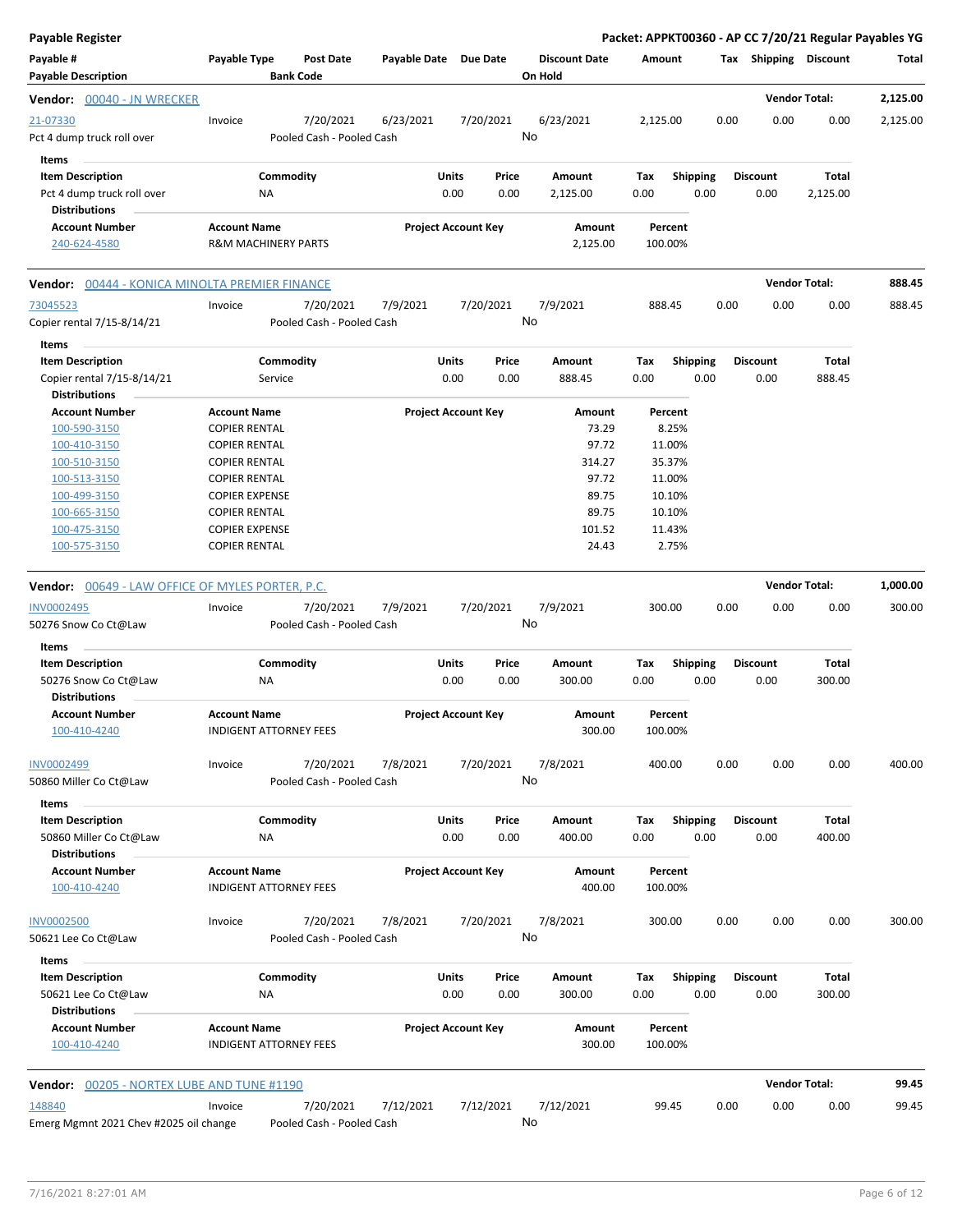**Payable Register** — **Packet: APPKT00360 - AP CC 7/20/21 Regular Payables YG**

| Payable # / Payable Description | Payable Type | Post Date / Bank Code | Payable Date | Due Date | Discount Date / On Hold | Amount | Tax | Shipping | Discount | Total |
|---|---|---|---|---|---|---|---|---|---|---|

**Vendor: 00040 - JN WRECKER** — **Vendor Total: 2,125.00**

| Payable # | Payable Type | Post Date | Payable Date | Due Date | Discount Date | Amount | Tax | Shipping | Discount | Total |
|---|---|---|---|---|---|---|---|---|---|---|
| 21-07330 | Invoice | 7/20/2021 | 6/23/2021 | 7/20/2021 | 6/23/2021 | 2,125.00 | 0.00 | 0.00 | 0.00 | 2,125.00 |
| Pct 4 dump truck roll over | | Pooled Cash - Pooled Cash | | | No | | | | | |

**Items**

| Item Description | Commodity | Units | Price | Amount | Tax | Shipping | Discount | Total |
|---|---|---|---|---|---|---|---|---|
| Pct 4 dump truck roll over | NA | 0.00 | 0.00 | 2,125.00 | 0.00 | 0.00 | 0.00 | 2,125.00 |

**Distributions**

| Account Number | Account Name | Project Account Key | Amount | Percent |
|---|---|---|---|---|
| 240-624-4580 | R&M MACHINERY PARTS | | 2,125.00 | 100.00% |

**Vendor: 00444 - KONICA MINOLTA PREMIER FINANCE** — **Vendor Total: 888.45**

| Payable # | Payable Type | Post Date | Payable Date | Due Date | Discount Date | Amount | Tax | Shipping | Discount | Total |
|---|---|---|---|---|---|---|---|---|---|---|
| 73045523 | Invoice | 7/20/2021 | 7/9/2021 | 7/20/2021 | 7/9/2021 | 888.45 | 0.00 | 0.00 | 0.00 | 888.45 |
| Copier rental 7/15-8/14/21 | | Pooled Cash - Pooled Cash | | | No | | | | | |

**Items**

| Item Description | Commodity | Units | Price | Amount | Tax | Shipping | Discount | Total |
|---|---|---|---|---|---|---|---|---|
| Copier rental 7/15-8/14/21 | Service | 0.00 | 0.00 | 888.45 | 0.00 | 0.00 | 0.00 | 888.45 |

**Distributions**

| Account Number | Account Name | Project Account Key | Amount | Percent |
|---|---|---|---|---|
| 100-590-3150 | COPIER RENTAL | | 73.29 | 8.25% |
| 100-410-3150 | COPIER RENTAL | | 97.72 | 11.00% |
| 100-510-3150 | COPIER RENTAL | | 314.27 | 35.37% |
| 100-513-3150 | COPIER RENTAL | | 97.72 | 11.00% |
| 100-499-3150 | COPIER EXPENSE | | 89.75 | 10.10% |
| 100-665-3150 | COPIER RENTAL | | 89.75 | 10.10% |
| 100-475-3150 | COPIER EXPENSE | | 101.52 | 11.43% |
| 100-575-3150 | COPIER RENTAL | | 24.43 | 2.75% |

**Vendor: 00649 - LAW OFFICE OF MYLES PORTER, P.C.** — **Vendor Total: 1,000.00**

| Payable # | Payable Type | Post Date | Payable Date | Due Date | Discount Date | Amount | Tax | Shipping | Discount | Total |
|---|---|---|---|---|---|---|---|---|---|---|
| INV0002495 | Invoice | 7/20/2021 | 7/9/2021 | 7/20/2021 | 7/9/2021 | 300.00 | 0.00 | 0.00 | 0.00 | 300.00 |
| 50276 Snow Co Ct@Law | | Pooled Cash - Pooled Cash | | | No | | | | | |

**Items**

| Item Description | Commodity | Units | Price | Amount | Tax | Shipping | Discount | Total |
|---|---|---|---|---|---|---|---|---|
| 50276 Snow Co Ct@Law | NA | 0.00 | 0.00 | 300.00 | 0.00 | 0.00 | 0.00 | 300.00 |

**Distributions**

| Account Number | Account Name | Project Account Key | Amount | Percent |
|---|---|---|---|---|
| 100-410-4240 | INDIGENT ATTORNEY FEES | | 300.00 | 100.00% |

| Payable # | Payable Type | Post Date | Payable Date | Due Date | Discount Date | Amount | Tax | Shipping | Discount | Total |
|---|---|---|---|---|---|---|---|---|---|---|
| INV0002499 | Invoice | 7/20/2021 | 7/8/2021 | 7/20/2021 | 7/8/2021 | 400.00 | 0.00 | 0.00 | 0.00 | 400.00 |
| 50860 Miller Co Ct@Law | | Pooled Cash - Pooled Cash | | | No | | | | | |

**Items**

| Item Description | Commodity | Units | Price | Amount | Tax | Shipping | Discount | Total |
|---|---|---|---|---|---|---|---|---|
| 50860 Miller Co Ct@Law | NA | 0.00 | 0.00 | 400.00 | 0.00 | 0.00 | 0.00 | 400.00 |

**Distributions**

| Account Number | Account Name | Project Account Key | Amount | Percent |
|---|---|---|---|---|
| 100-410-4240 | INDIGENT ATTORNEY FEES | | 400.00 | 100.00% |

| Payable # | Payable Type | Post Date | Payable Date | Due Date | Discount Date | Amount | Tax | Shipping | Discount | Total |
|---|---|---|---|---|---|---|---|---|---|---|
| INV0002500 | Invoice | 7/20/2021 | 7/8/2021 | 7/20/2021 | 7/8/2021 | 300.00 | 0.00 | 0.00 | 0.00 | 300.00 |
| 50621 Lee Co Ct@Law | | Pooled Cash - Pooled Cash | | | No | | | | | |

**Items**

| Item Description | Commodity | Units | Price | Amount | Tax | Shipping | Discount | Total |
|---|---|---|---|---|---|---|---|---|
| 50621 Lee Co Ct@Law | NA | 0.00 | 0.00 | 300.00 | 0.00 | 0.00 | 0.00 | 300.00 |

**Distributions**

| Account Number | Account Name | Project Account Key | Amount | Percent |
|---|---|---|---|---|
| 100-410-4240 | INDIGENT ATTORNEY FEES | | 300.00 | 100.00% |

**Vendor: 00205 - NORTEX LUBE AND TUNE #1190** — **Vendor Total: 99.45**

| Payable # | Payable Type | Post Date | Payable Date | Due Date | Discount Date | Amount | Tax | Shipping | Discount | Total |
|---|---|---|---|---|---|---|---|---|---|---|
| 148840 | Invoice | 7/20/2021 | 7/12/2021 | 7/12/2021 | 7/12/2021 | 99.45 | 0.00 | 0.00 | 0.00 | 99.45 |
| Emerg Mgmnt 2021 Chev #2025 oil change | | Pooled Cash - Pooled Cash | | | No | | | | | |

7/16/2021 8:27:01 AM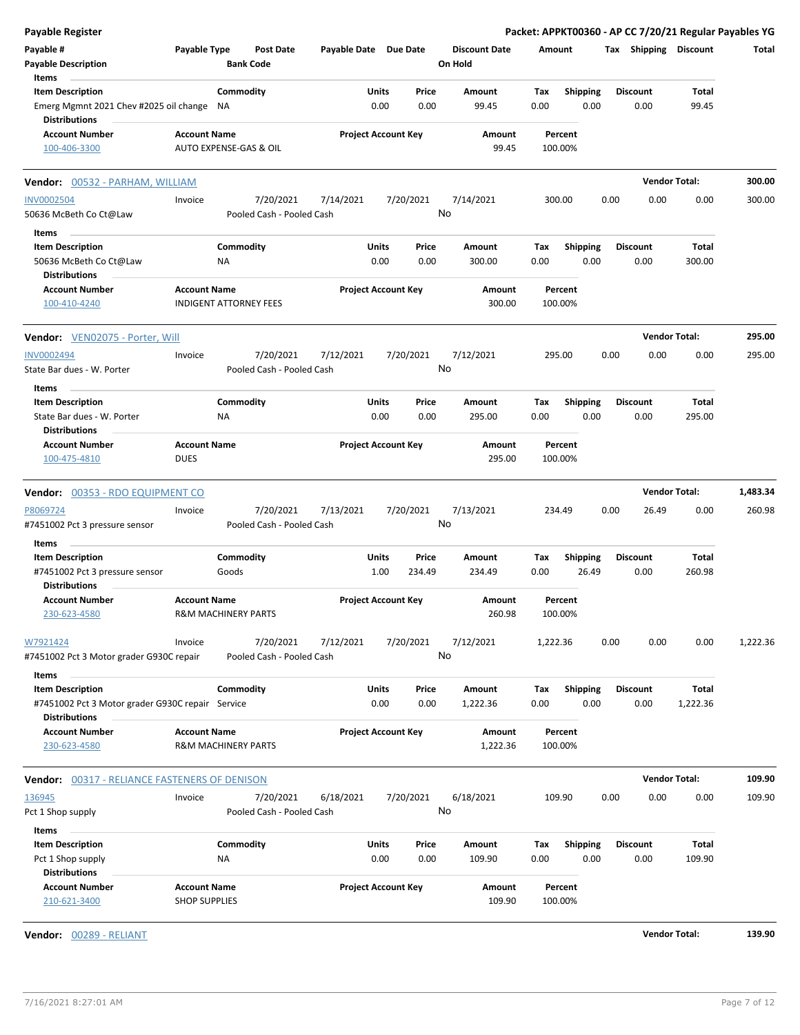**Payable Register** — **Packet: APPKT00360 - AP CC 7/20/21 Regular Payables YG**

| Payable # | Payable Type | Post Date | Payable Date | Due Date | Discount Date | Amount | Tax | Shipping | Discount | Total |
|---|---|---|---|---|---|---|---|---|---|---|
| Payable Description | | Bank Code | | | On Hold | | | | | |

**Items**

| Item Description | Commodity | Units | Price | Amount | Tax | Shipping | Discount | Total |
|---|---|---|---|---|---|---|---|---|
| Emerg Mgmnt 2021 Chev #2025 oil change | NA | 0.00 | 0.00 | 99.45 | 0.00 | 0.00 | 0.00 | 99.45 |

**Distributions**

| Account Number | Account Name | Project Account Key | Amount | Percent |
|---|---|---|---|---|
| 100-406-3300 | AUTO EXPENSE-GAS & OIL | | 99.45 | 100.00% |

---

**Vendor: 00532 - PARHAM, WILLIAM** — **Vendor Total: 300.00**

| Payable # | Payable Type | Post Date | Payable Date | Due Date | Discount Date | Amount | Tax | Shipping | Discount | Total |
|---|---|---|---|---|---|---|---|---|---|---|
| INV0002504 | Invoice | 7/20/2021 | 7/14/2021 | 7/20/2021 | 7/14/2021 | 300.00 | 0.00 | 0.00 | 0.00 | 300.00 |
| 50636 McBeth Co Ct@Law | | Pooled Cash - Pooled Cash | | | No | | | | | |

**Items**

| Item Description | Commodity | Units | Price | Amount | Tax | Shipping | Discount | Total |
|---|---|---|---|---|---|---|---|---|
| 50636 McBeth Co Ct@Law | NA | 0.00 | 0.00 | 300.00 | 0.00 | 0.00 | 0.00 | 300.00 |

**Distributions**

| Account Number | Account Name | Project Account Key | Amount | Percent |
|---|---|---|---|---|
| 100-410-4240 | INDIGENT ATTORNEY FEES | | 300.00 | 100.00% |

---

**Vendor: VEN02075 - Porter, Will** — **Vendor Total: 295.00**

| Payable # | Payable Type | Post Date | Payable Date | Due Date | Discount Date | Amount | Tax | Shipping | Discount | Total |
|---|---|---|---|---|---|---|---|---|---|---|
| INV0002494 | Invoice | 7/20/2021 | 7/12/2021 | 7/20/2021 | 7/12/2021 | 295.00 | 0.00 | 0.00 | 0.00 | 295.00 |
| State Bar dues - W. Porter | | Pooled Cash - Pooled Cash | | | No | | | | | |

**Items**

| Item Description | Commodity | Units | Price | Amount | Tax | Shipping | Discount | Total |
|---|---|---|---|---|---|---|---|---|
| State Bar dues - W. Porter | NA | 0.00 | 0.00 | 295.00 | 0.00 | 0.00 | 0.00 | 295.00 |

**Distributions**

| Account Number | Account Name | Project Account Key | Amount | Percent |
|---|---|---|---|---|
| 100-475-4810 | DUES | | 295.00 | 100.00% |

---

**Vendor: 00353 - RDO EQUIPMENT CO** — **Vendor Total: 1,483.34**

| Payable # | Payable Type | Post Date | Payable Date | Due Date | Discount Date | Amount | Tax | Shipping | Discount | Total |
|---|---|---|---|---|---|---|---|---|---|---|
| P8069724 | Invoice | 7/20/2021 | 7/13/2021 | 7/20/2021 | 7/13/2021 | 234.49 | 0.00 | 26.49 | 0.00 | 260.98 |
| #7451002 Pct 3 pressure sensor | | Pooled Cash - Pooled Cash | | | No | | | | | |

**Items**

| Item Description | Commodity | Units | Price | Amount | Tax | Shipping | Discount | Total |
|---|---|---|---|---|---|---|---|---|
| #7451002 Pct 3 pressure sensor | Goods | 1.00 | 234.49 | 234.49 | 0.00 | 26.49 | 0.00 | 260.98 |

**Distributions**

| Account Number | Account Name | Project Account Key | Amount | Percent |
|---|---|---|---|---|
| 230-623-4580 | R&M MACHINERY PARTS | | 260.98 | 100.00% |

| Payable # | Payable Type | Post Date | Payable Date | Due Date | Discount Date | Amount | Tax | Shipping | Discount | Total |
|---|---|---|---|---|---|---|---|---|---|---|
| W7921424 | Invoice | 7/20/2021 | 7/12/2021 | 7/20/2021 | 7/12/2021 | 1,222.36 | 0.00 | 0.00 | 0.00 | 1,222.36 |
| #7451002 Pct 3 Motor grader G930C repair | | Pooled Cash - Pooled Cash | | | No | | | | | |

**Items**

| Item Description | Commodity | Units | Price | Amount | Tax | Shipping | Discount | Total |
|---|---|---|---|---|---|---|---|---|
| #7451002 Pct 3 Motor grader G930C repair | Service | 0.00 | 0.00 | 1,222.36 | 0.00 | 0.00 | 0.00 | 1,222.36 |

**Distributions**

| Account Number | Account Name | Project Account Key | Amount | Percent |
|---|---|---|---|---|
| 230-623-4580 | R&M MACHINERY PARTS | | 1,222.36 | 100.00% |

---

**Vendor: 00317 - RELIANCE FASTENERS OF DENISON** — **Vendor Total: 109.90**

| Payable # | Payable Type | Post Date | Payable Date | Due Date | Discount Date | Amount | Tax | Shipping | Discount | Total |
|---|---|---|---|---|---|---|---|---|---|---|
| 136945 | Invoice | 7/20/2021 | 6/18/2021 | 7/20/2021 | 6/18/2021 | 109.90 | 0.00 | 0.00 | 0.00 | 109.90 |
| Pct 1 Shop supply | | Pooled Cash - Pooled Cash | | | No | | | | | |

**Items**

| Item Description | Commodity | Units | Price | Amount | Tax | Shipping | Discount | Total |
|---|---|---|---|---|---|---|---|---|
| Pct 1 Shop supply | NA | 0.00 | 0.00 | 109.90 | 0.00 | 0.00 | 0.00 | 109.90 |

**Distributions**

| Account Number | Account Name | Project Account Key | Amount | Percent |
|---|---|---|---|---|
| 210-621-3400 | SHOP SUPPLIES | | 109.90 | 100.00% |

---

**Vendor: 00289 - RELIANT** — **Vendor Total: 139.90**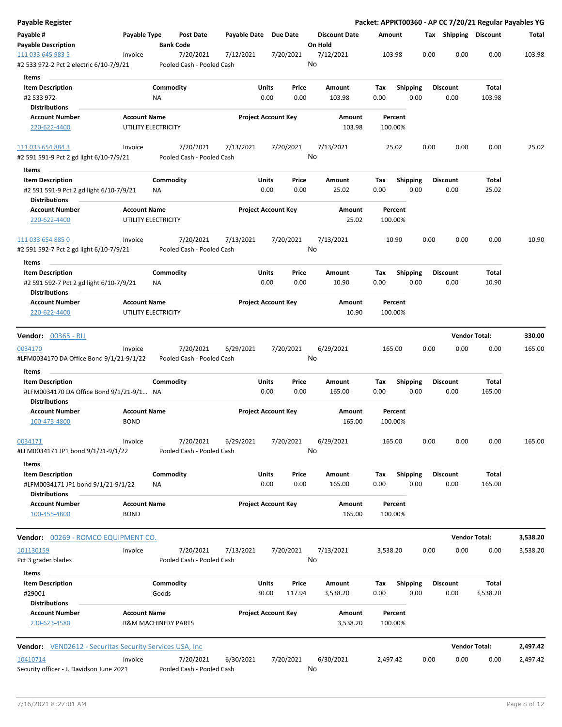**Payable Register** — Packet: APPKT00360 - AP CC 7/20/21 Regular Payables YG

| Payable # / Payable Description | Payable Type | Post Date / Bank Code | Payable Date | Due Date | Discount Date / On Hold | Amount | Tax | Shipping | Discount | Total |
|---|---|---|---|---|---|---|---|---|---|---|
| 111 033 645 983 5 | Invoice | 7/20/2021 | 7/12/2021 | 7/20/2021 | 7/12/2021 | 103.98 | 0.00 | 0.00 | 0.00 | 103.98 |
| #2 533 972-2 Pct 2 electric 6/10-7/9/21 | | Pooled Cash - Pooled Cash | | | No | | | | | |

Items

| Item Description | Commodity | Units | Price | Amount | Tax | Shipping | Discount | Total |
|---|---|---|---|---|---|---|---|---|
| #2 533 972- | NA | 0.00 | 0.00 | 103.98 | 0.00 | 0.00 | 0.00 | 103.98 |

Distributions

| Account Number | Account Name | Project Account Key | Amount | Percent |
|---|---|---|---|---|
| 220-622-4400 | UTILITY ELECTRICITY | | 103.98 | 100.00% |

| Payable # / Payable Description | Payable Type | Post Date / Bank Code | Payable Date | Due Date | Discount Date / On Hold | Amount | Tax | Shipping | Discount | Total |
|---|---|---|---|---|---|---|---|---|---|---|
| 111 033 654 884 3 | Invoice | 7/20/2021 | 7/13/2021 | 7/20/2021 | 7/13/2021 | 25.02 | 0.00 | 0.00 | 0.00 | 25.02 |
| #2 591 591-9 Pct 2 gd light 6/10-7/9/21 | | Pooled Cash - Pooled Cash | | | No | | | | | |

Items

| Item Description | Commodity | Units | Price | Amount | Tax | Shipping | Discount | Total |
|---|---|---|---|---|---|---|---|---|
| #2 591 591-9 Pct 2 gd light 6/10-7/9/21 | NA | 0.00 | 0.00 | 25.02 | 0.00 | 0.00 | 0.00 | 25.02 |

Distributions

| Account Number | Account Name | Project Account Key | Amount | Percent |
|---|---|---|---|---|
| 220-622-4400 | UTILITY ELECTRICITY | | 25.02 | 100.00% |

| Payable # / Payable Description | Payable Type | Post Date / Bank Code | Payable Date | Due Date | Discount Date / On Hold | Amount | Tax | Shipping | Discount | Total |
|---|---|---|---|---|---|---|---|---|---|---|
| 111 033 654 885 0 | Invoice | 7/20/2021 | 7/13/2021 | 7/20/2021 | 7/13/2021 | 10.90 | 0.00 | 0.00 | 0.00 | 10.90 |
| #2 591 592-7 Pct 2 gd light 6/10-7/9/21 | | Pooled Cash - Pooled Cash | | | No | | | | | |

Items

| Item Description | Commodity | Units | Price | Amount | Tax | Shipping | Discount | Total |
|---|---|---|---|---|---|---|---|---|
| #2 591 592-7 Pct 2 gd light 6/10-7/9/21 | NA | 0.00 | 0.00 | 10.90 | 0.00 | 0.00 | 0.00 | 10.90 |

Distributions

| Account Number | Account Name | Project Account Key | Amount | Percent |
|---|---|---|---|---|
| 220-622-4400 | UTILITY ELECTRICITY | | 10.90 | 100.00% |

**Vendor: 00365 - RLI** — Vendor Total: **330.00**

| Payable # / Payable Description | Payable Type | Post Date / Bank Code | Payable Date | Due Date | Discount Date / On Hold | Amount | Tax | Shipping | Discount | Total |
|---|---|---|---|---|---|---|---|---|---|---|
| 0034170 | Invoice | 7/20/2021 | 6/29/2021 | 7/20/2021 | 6/29/2021 | 165.00 | 0.00 | 0.00 | 0.00 | 165.00 |
| #LFM0034170 DA Office Bond 9/1/21-9/1/22 | | Pooled Cash - Pooled Cash | | | No | | | | | |

Items

| Item Description | Commodity | Units | Price | Amount | Tax | Shipping | Discount | Total |
|---|---|---|---|---|---|---|---|---|
| #LFM0034170 DA Office Bond 9/1/21-9/1... | NA | 0.00 | 0.00 | 165.00 | 0.00 | 0.00 | 0.00 | 165.00 |

Distributions

| Account Number | Account Name | Project Account Key | Amount | Percent |
|---|---|---|---|---|
| 100-475-4800 | BOND | | 165.00 | 100.00% |

| Payable # / Payable Description | Payable Type | Post Date / Bank Code | Payable Date | Due Date | Discount Date / On Hold | Amount | Tax | Shipping | Discount | Total |
|---|---|---|---|---|---|---|---|---|---|---|
| 0034171 | Invoice | 7/20/2021 | 6/29/2021 | 7/20/2021 | 6/29/2021 | 165.00 | 0.00 | 0.00 | 0.00 | 165.00 |
| #LFM0034171 JP1 bond 9/1/21-9/1/22 | | Pooled Cash - Pooled Cash | | | No | | | | | |

Items

| Item Description | Commodity | Units | Price | Amount | Tax | Shipping | Discount | Total |
|---|---|---|---|---|---|---|---|---|
| #LFM0034171 JP1 bond 9/1/21-9/1/22 | NA | 0.00 | 0.00 | 165.00 | 0.00 | 0.00 | 0.00 | 165.00 |

Distributions

| Account Number | Account Name | Project Account Key | Amount | Percent |
|---|---|---|---|---|
| 100-455-4800 | BOND | | 165.00 | 100.00% |

**Vendor: 00269 - ROMCO EQUIPMENT CO.** — Vendor Total: **3,538.20**

| Payable # / Payable Description | Payable Type | Post Date / Bank Code | Payable Date | Due Date | Discount Date / On Hold | Amount | Tax | Shipping | Discount | Total |
|---|---|---|---|---|---|---|---|---|---|---|
| 101130159 | Invoice | 7/20/2021 | 7/13/2021 | 7/20/2021 | 7/13/2021 | 3,538.20 | 0.00 | 0.00 | 0.00 | 3,538.20 |
| Pct 3 grader blades | | Pooled Cash - Pooled Cash | | | No | | | | | |

Items

| Item Description | Commodity | Units | Price | Amount | Tax | Shipping | Discount | Total |
|---|---|---|---|---|---|---|---|---|
| #29001 | Goods | 30.00 | 117.94 | 3,538.20 | 0.00 | 0.00 | 0.00 | 3,538.20 |

Distributions

| Account Number | Account Name | Project Account Key | Amount | Percent |
|---|---|---|---|---|
| 230-623-4580 | R&M MACHINERY PARTS | | 3,538.20 | 100.00% |

**Vendor: VEN02612 - Securitas Security Services USA, Inc** — Vendor Total: **2,497.42**

| Payable # / Payable Description | Payable Type | Post Date / Bank Code | Payable Date | Due Date | Discount Date / On Hold | Amount | Tax | Shipping | Discount | Total |
|---|---|---|---|---|---|---|---|---|---|---|
| 10410714 | Invoice | 7/20/2021 | 6/30/2021 | 7/20/2021 | 6/30/2021 | 2,497.42 | 0.00 | 0.00 | 0.00 | 2,497.42 |
| Security officer - J. Davidson June 2021 | | Pooled Cash - Pooled Cash | | | No | | | | | |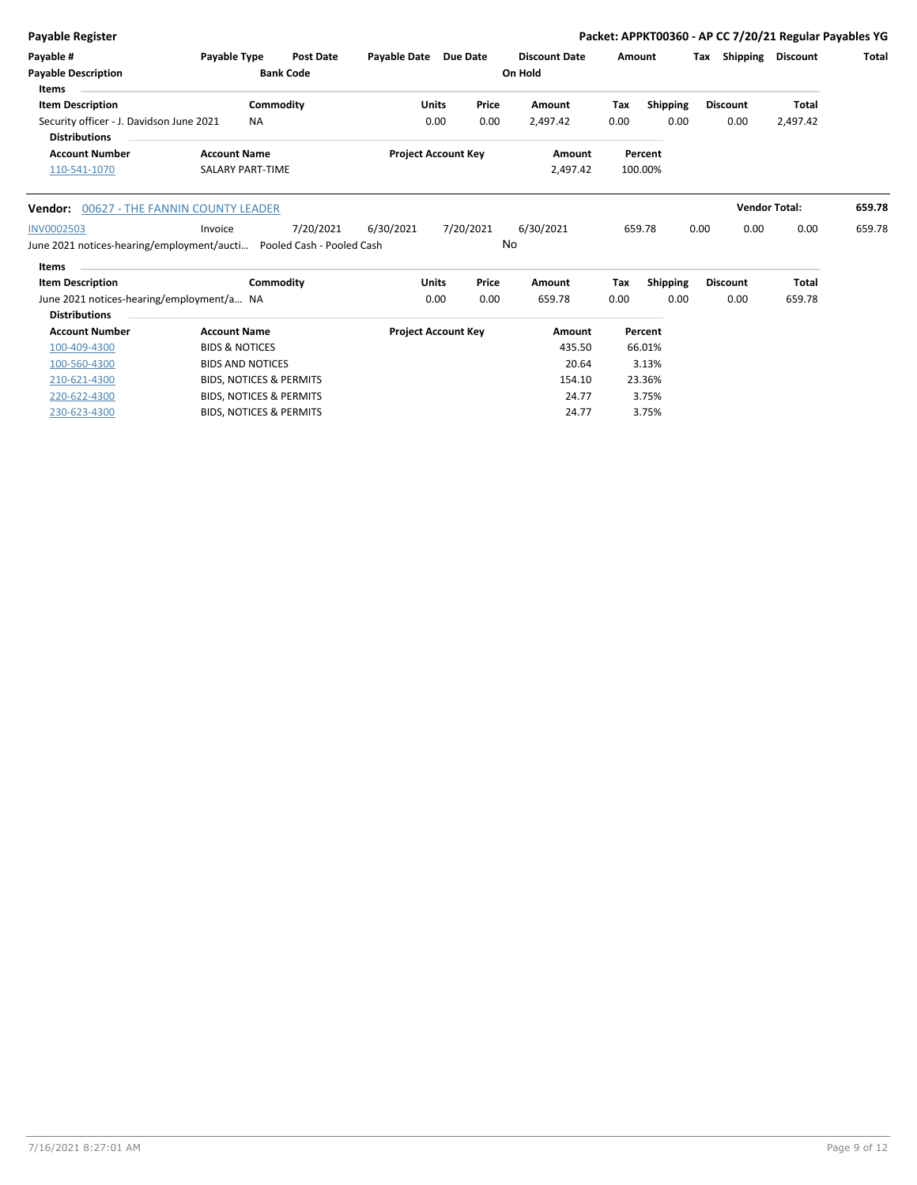**Payable Register** — **Packet: APPKT00360 - AP CC 7/20/21 Regular Payables YG**

| Payable # | Payable Type | Post Date | Payable Date | Due Date | Discount Date | Amount | Tax | Shipping | Discount | Total |
|---|---|---|---|---|---|---|---|---|---|---|
| **Payable Description** | | **Bank Code** | | | **On Hold** | | | | | |

**Items**

| Item Description | Commodity | Units | Price | Amount | Tax | Shipping | Discount | Total |
|---|---|---|---|---|---|---|---|---|
| Security officer - J. Davidson June 2021 | NA | 0.00 | 0.00 | 2,497.42 | 0.00 | 0.00 | 0.00 | 2,497.42 |

**Distributions**

| Account Number | Account Name | Project Account Key | Amount | Percent |
|---|---|---|---|---|
| 110-541-1070 | SALARY PART-TIME | | 2,497.42 | 100.00% |

**Vendor:** 00627 - THE FANNIN COUNTY LEADER — **Vendor Total:** 659.78

| Payable # | Payable Type | Post Date | Payable Date | Due Date | Discount Date | Amount | Tax | Shipping | Discount | Total |
|---|---|---|---|---|---|---|---|---|---|---|
| INV0002503 | Invoice | 7/20/2021 | 6/30/2021 | 7/20/2021 | 6/30/2021 | 659.78 | 0.00 | 0.00 | 0.00 | 659.78 |
| June 2021 notices-hearing/employment/aucti… | | Pooled Cash - Pooled Cash | | | No | | | | | |

**Items**

| Item Description | Commodity | Units | Price | Amount | Tax | Shipping | Discount | Total |
|---|---|---|---|---|---|---|---|---|
| June 2021 notices-hearing/employment/a… | NA | 0.00 | 0.00 | 659.78 | 0.00 | 0.00 | 0.00 | 659.78 |

**Distributions**

| Account Number | Account Name | Project Account Key | Amount | Percent |
|---|---|---|---|---|
| 100-409-4300 | BIDS & NOTICES | | 435.50 | 66.01% |
| 100-560-4300 | BIDS AND NOTICES | | 20.64 | 3.13% |
| 210-621-4300 | BIDS, NOTICES & PERMITS | | 154.10 | 23.36% |
| 220-622-4300 | BIDS, NOTICES & PERMITS | | 24.77 | 3.75% |
| 230-623-4300 | BIDS, NOTICES & PERMITS | | 24.77 | 3.75% |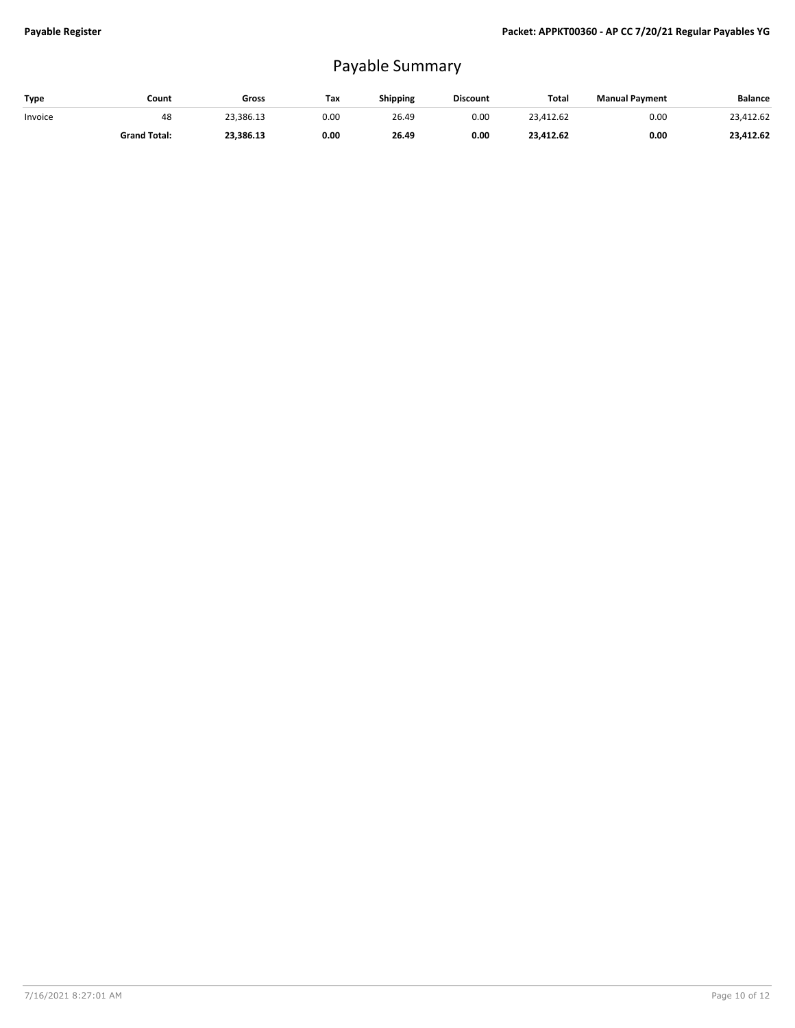# Payable Summary

| Type | Count | Gross | Tax | Shipping | Discount | Total | Manual Payment | Balance |
|---|---|---|---|---|---|---|---|---|
| Invoice | 48 | 23,386.13 | 0.00 | 26.49 | 0.00 | 23,412.62 | 0.00 | 23,412.62 |
| | **Grand Total:** | **23,386.13** | **0.00** | **26.49** | **0.00** | **23,412.62** | **0.00** | **23,412.62** |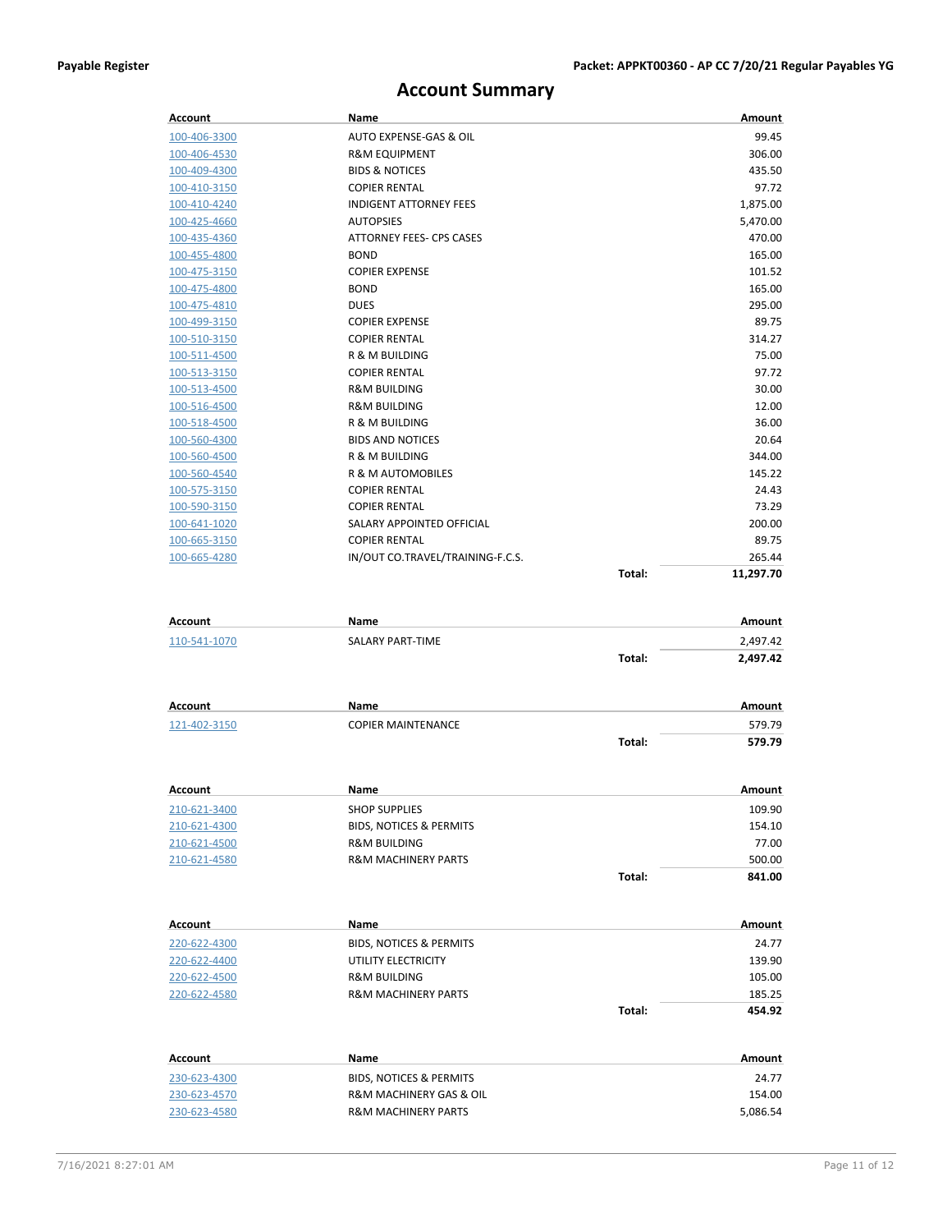# Account Summary

| Account | Name | | Amount |
|---|---|---|---|
| 100-406-3300 | AUTO EXPENSE-GAS & OIL | | 99.45 |
| 100-406-4530 | R&M EQUIPMENT | | 306.00 |
| 100-409-4300 | BIDS & NOTICES | | 435.50 |
| 100-410-3150 | COPIER RENTAL | | 97.72 |
| 100-410-4240 | INDIGENT ATTORNEY FEES | | 1,875.00 |
| 100-425-4660 | AUTOPSIES | | 5,470.00 |
| 100-435-4360 | ATTORNEY FEES- CPS CASES | | 470.00 |
| 100-455-4800 | BOND | | 165.00 |
| 100-475-3150 | COPIER EXPENSE | | 101.52 |
| 100-475-4800 | BOND | | 165.00 |
| 100-475-4810 | DUES | | 295.00 |
| 100-499-3150 | COPIER EXPENSE | | 89.75 |
| 100-510-3150 | COPIER RENTAL | | 314.27 |
| 100-511-4500 | R & M BUILDING | | 75.00 |
| 100-513-3150 | COPIER RENTAL | | 97.72 |
| 100-513-4500 | R&M BUILDING | | 30.00 |
| 100-516-4500 | R&M BUILDING | | 12.00 |
| 100-518-4500 | R & M BUILDING | | 36.00 |
| 100-560-4300 | BIDS AND NOTICES | | 20.64 |
| 100-560-4500 | R & M BUILDING | | 344.00 |
| 100-560-4540 | R & M AUTOMOBILES | | 145.22 |
| 100-575-3150 | COPIER RENTAL | | 24.43 |
| 100-590-3150 | COPIER RENTAL | | 73.29 |
| 100-641-1020 | SALARY APPOINTED OFFICIAL | | 200.00 |
| 100-665-3150 | COPIER RENTAL | | 89.75 |
| 100-665-4280 | IN/OUT CO.TRAVEL/TRAINING-F.C.S. | | 265.44 |
| | | **Total:** | **11,297.70** |

| Account | Name | | Amount |
|---|---|---|---|
| 110-541-1070 | SALARY PART-TIME | | 2,497.42 |
| | | **Total:** | **2,497.42** |

| Account | Name | | Amount |
|---|---|---|---|
| 121-402-3150 | COPIER MAINTENANCE | | 579.79 |
| | | **Total:** | **579.79** |

| Account | Name | | Amount |
|---|---|---|---|
| 210-621-3400 | SHOP SUPPLIES | | 109.90 |
| 210-621-4300 | BIDS, NOTICES & PERMITS | | 154.10 |
| 210-621-4500 | R&M BUILDING | | 77.00 |
| 210-621-4580 | R&M MACHINERY PARTS | | 500.00 |
| | | **Total:** | **841.00** |

| Account | Name | | Amount |
|---|---|---|---|
| 220-622-4300 | BIDS, NOTICES & PERMITS | | 24.77 |
| 220-622-4400 | UTILITY ELECTRICITY | | 139.90 |
| 220-622-4500 | R&M BUILDING | | 105.00 |
| 220-622-4580 | R&M MACHINERY PARTS | | 185.25 |
| | | **Total:** | **454.92** |

| Account | Name | | Amount |
|---|---|---|---|
| 230-623-4300 | BIDS, NOTICES & PERMITS | | 24.77 |
| 230-623-4570 | R&M MACHINERY GAS & OIL | | 154.00 |
| 230-623-4580 | R&M MACHINERY PARTS | | 5,086.54 |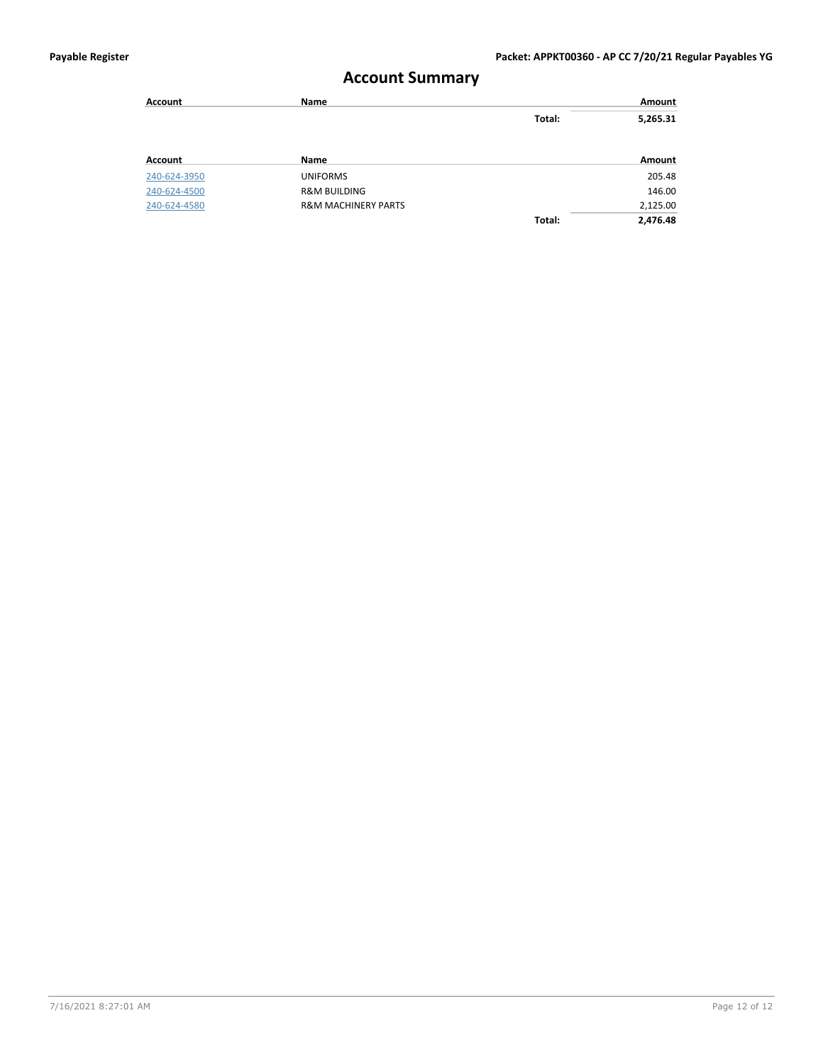# Account Summary

| Account | Name | | Amount |
|---|---|---|---|
| | | Total: | 5,265.31 |

| Account | Name | | Amount |
|---|---|---|---|
| 240-624-3950 | UNIFORMS | | 205.48 |
| 240-624-4500 | R&M BUILDING | | 146.00 |
| 240-624-4580 | R&M MACHINERY PARTS | | 2,125.00 |
| | | Total: | 2,476.48 |